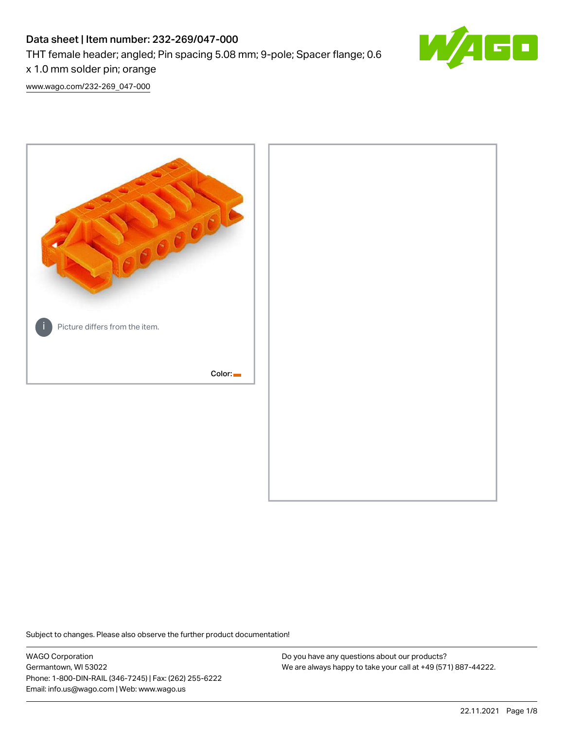# Data sheet | Item number: 232-269/047-000

THT female header; angled; Pin spacing 5.08 mm; 9-pole; Spacer flange; 0.6 x 1.0 mm solder pin; orange

www.wago.com/232-269_047-000

Picture differs from the item.

Color:

Subject to changes. Please also observe the further product documentation!

WAGO Corporation
Germantown, WI 53022
Phone: 1-800-DIN-RAIL (346-7245) | Fax: (262) 255-6222
Email: info.us@wago.com | Web: www.wago.us

Do you have any questions about our products?
We are always happy to take your call at +49 (571) 887-44222.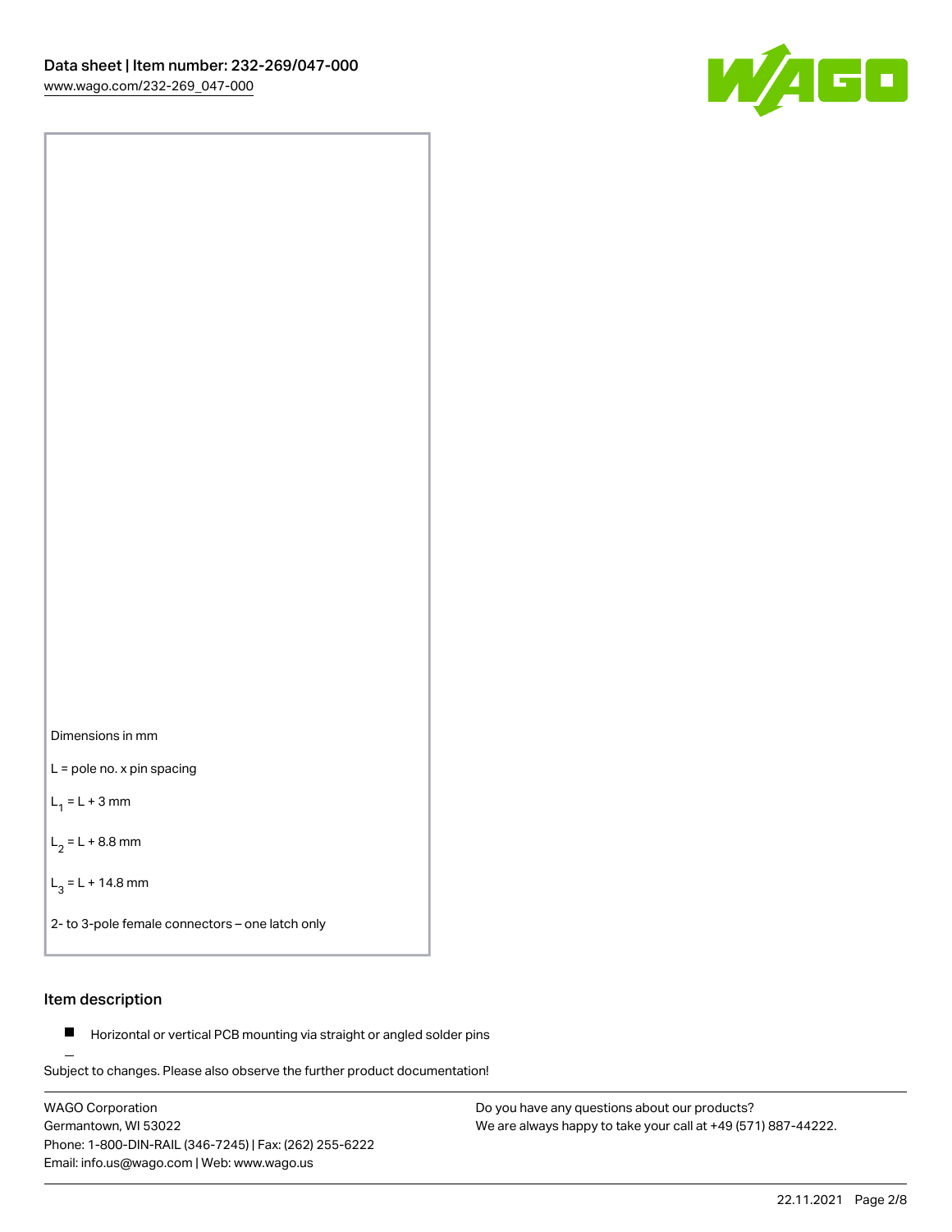Dimensions in mm

L = pole no. x pin spacing

$L_1$ = L + 3 mm

$L_2$ = L + 8.8 mm

$L_3$ = L + 14.8 mm

2- to 3-pole female connectors – one latch only

## Item description

- Horizontal or vertical PCB mounting via straight or angled solder pins

Subject to changes. Please also observe the further product documentation!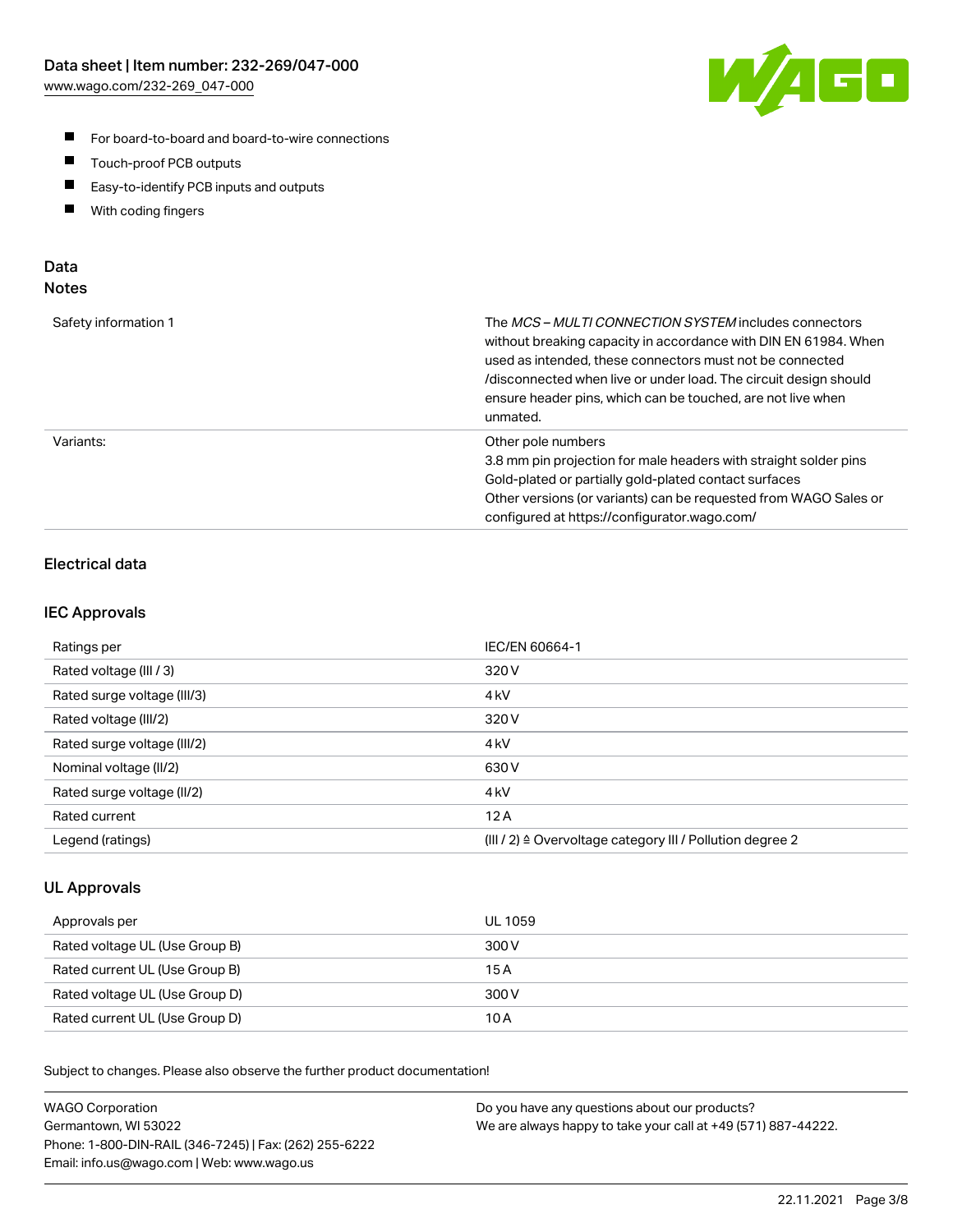- For board-to-board and board-to-wire connections
- Touch-proof PCB outputs
- Easy-to-identify PCB inputs and outputs
- With coding fingers

## Data
### Notes

| | |
|---|---|
| Safety information 1 | The *MCS – MULTI CONNECTION SYSTEM* includes connectors without breaking capacity in accordance with DIN EN 61984. When used as intended, these connectors must not be connected /disconnected when live or under load. The circuit design should ensure header pins, which can be touched, are not live when unmated. |
| Variants: | Other pole numbers<br>3.8 mm pin projection for male headers with straight solder pins<br>Gold-plated or partially gold-plated contact surfaces<br>Other versions (or variants) can be requested from WAGO Sales or configured at https://configurator.wago.com/ |

### Electrical data

### IEC Approvals

| | |
|---|---|
| Ratings per | IEC/EN 60664-1 |
| Rated voltage (III / 3) | 320 V |
| Rated surge voltage (III/3) | 4 kV |
| Rated voltage (III/2) | 320 V |
| Rated surge voltage (III/2) | 4 kV |
| Nominal voltage (II/2) | 630 V |
| Rated surge voltage (II/2) | 4 kV |
| Rated current | 12 A |
| Legend (ratings) | (III / 2) ≙ Overvoltage category III / Pollution degree 2 |

### UL Approvals

| | |
|---|---|
| Approvals per | UL 1059 |
| Rated voltage UL (Use Group B) | 300 V |
| Rated current UL (Use Group B) | 15 A |
| Rated voltage UL (Use Group D) | 300 V |
| Rated current UL (Use Group D) | 10 A |

Subject to changes. Please also observe the further product documentation!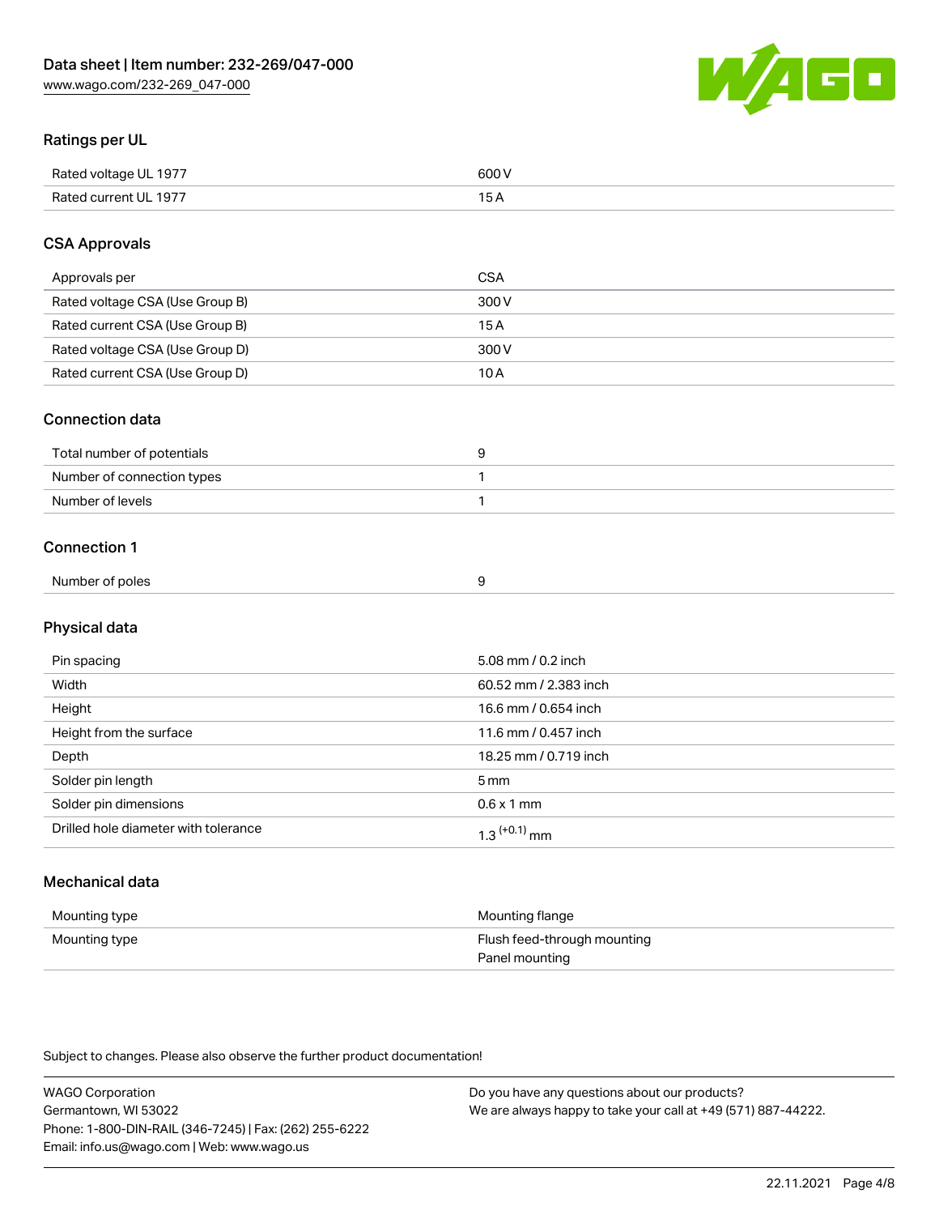## Ratings per UL

| | |
|---|---|
| Rated voltage UL 1977 | 600 V |
| Rated current UL 1977 | 15 A |

## CSA Approvals

| | |
|---|---|
| Approvals per | CSA |
| Rated voltage CSA (Use Group B) | 300 V |
| Rated current CSA (Use Group B) | 15 A |
| Rated voltage CSA (Use Group D) | 300 V |
| Rated current CSA (Use Group D) | 10 A |

## Connection data

| | |
|---|---|
| Total number of potentials | 9 |
| Number of connection types | 1 |
| Number of levels | 1 |

## Connection 1

| | |
|---|---|
| Number of poles | 9 |

## Physical data

| | |
|---|---|
| Pin spacing | 5.08 mm / 0.2 inch |
| Width | 60.52 mm / 2.383 inch |
| Height | 16.6 mm / 0.654 inch |
| Height from the surface | 11.6 mm / 0.457 inch |
| Depth | 18.25 mm / 0.719 inch |
| Solder pin length | 5 mm |
| Solder pin dimensions | 0.6 x 1 mm |
| Drilled hole diameter with tolerance | $1.3^{(+0.1)}$ mm |

## Mechanical data

| | |
|---|---|
| Mounting type | Mounting flange |
| Mounting type | Flush feed-through mounting<br>Panel mounting |

Subject to changes. Please also observe the further product documentation!

WAGO Corporation
Germantown, WI 53022
Phone: 1-800-DIN-RAIL (346-7245) | Fax: (262) 255-6222
Email: info.us@wago.com | Web: www.wago.us

Do you have any questions about our products?
We are always happy to take your call at +49 (571) 887-44222.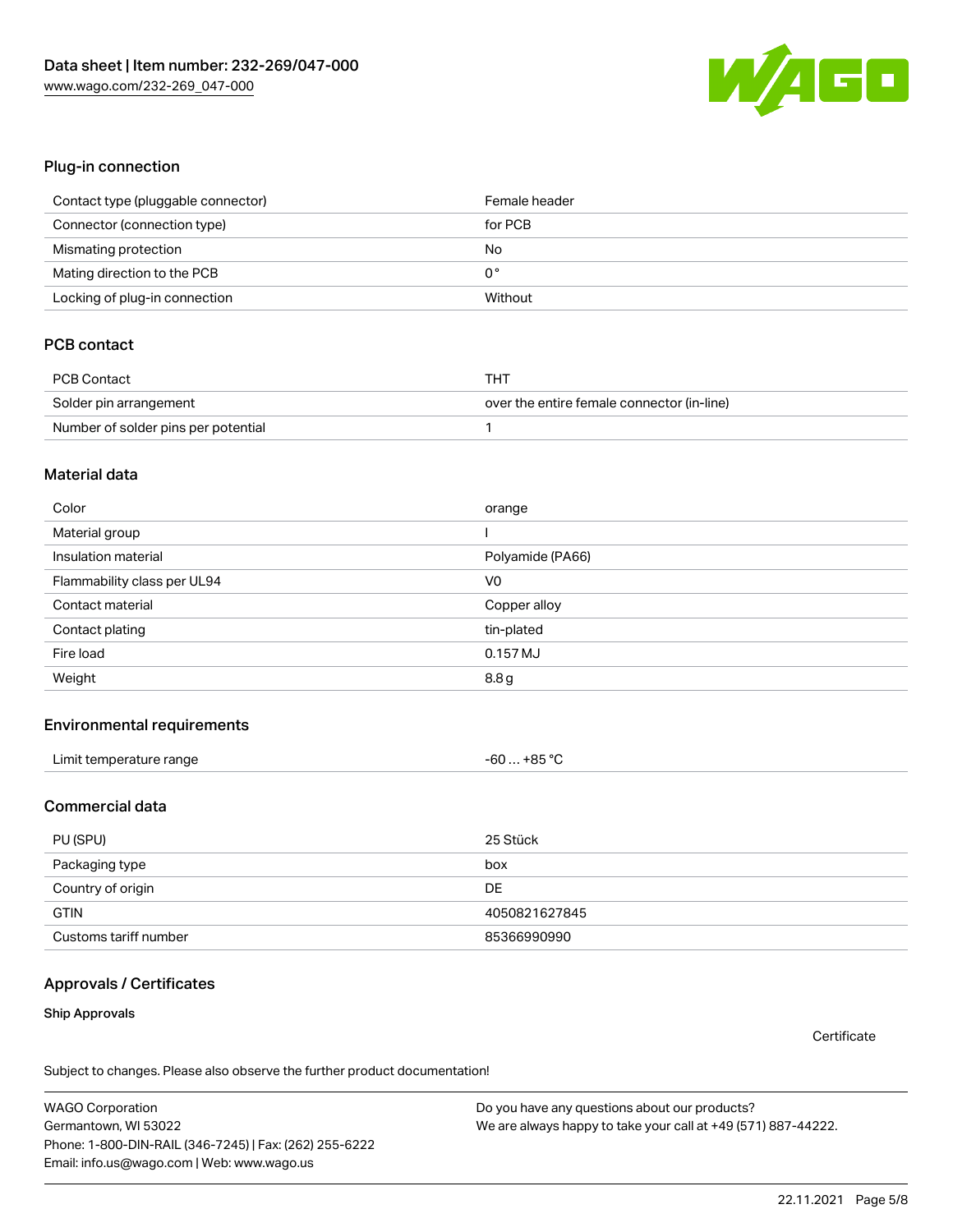## Plug-in connection

| | |
|---|---|
| Contact type (pluggable connector) | Female header |
| Connector (connection type) | for PCB |
| Mismating protection | No |
| Mating direction to the PCB | 0 ° |
| Locking of plug-in connection | Without |

## PCB contact

| | |
|---|---|
| PCB Contact | THT |
| Solder pin arrangement | over the entire female connector (in-line) |
| Number of solder pins per potential | 1 |

## Material data

| | |
|---|---|
| Color | orange |
| Material group | I |
| Insulation material | Polyamide (PA66) |
| Flammability class per UL94 | V0 |
| Contact material | Copper alloy |
| Contact plating | tin-plated |
| Fire load | 0.157 MJ |
| Weight | 8.8 g |

## Environmental requirements

| | |
|---|---|
| Limit temperature range | -60 … +85 °C |

## Commercial data

| | |
|---|---|
| PU (SPU) | 25 Stück |
| Packaging type | box |
| Country of origin | DE |
| GTIN | 4050821627845 |
| Customs tariff number | 85366990990 |

## Approvals / Certificates

**Ship Approvals**

Certificate

Subject to changes. Please also observe the further product documentation!

WAGO Corporation
Germantown, WI 53022
Phone: 1-800-DIN-RAIL (346-7245) | Fax: (262) 255-6222
Email: info.us@wago.com | Web: www.wago.us

Do you have any questions about our products?
We are always happy to take your call at +49 (571) 887-44222.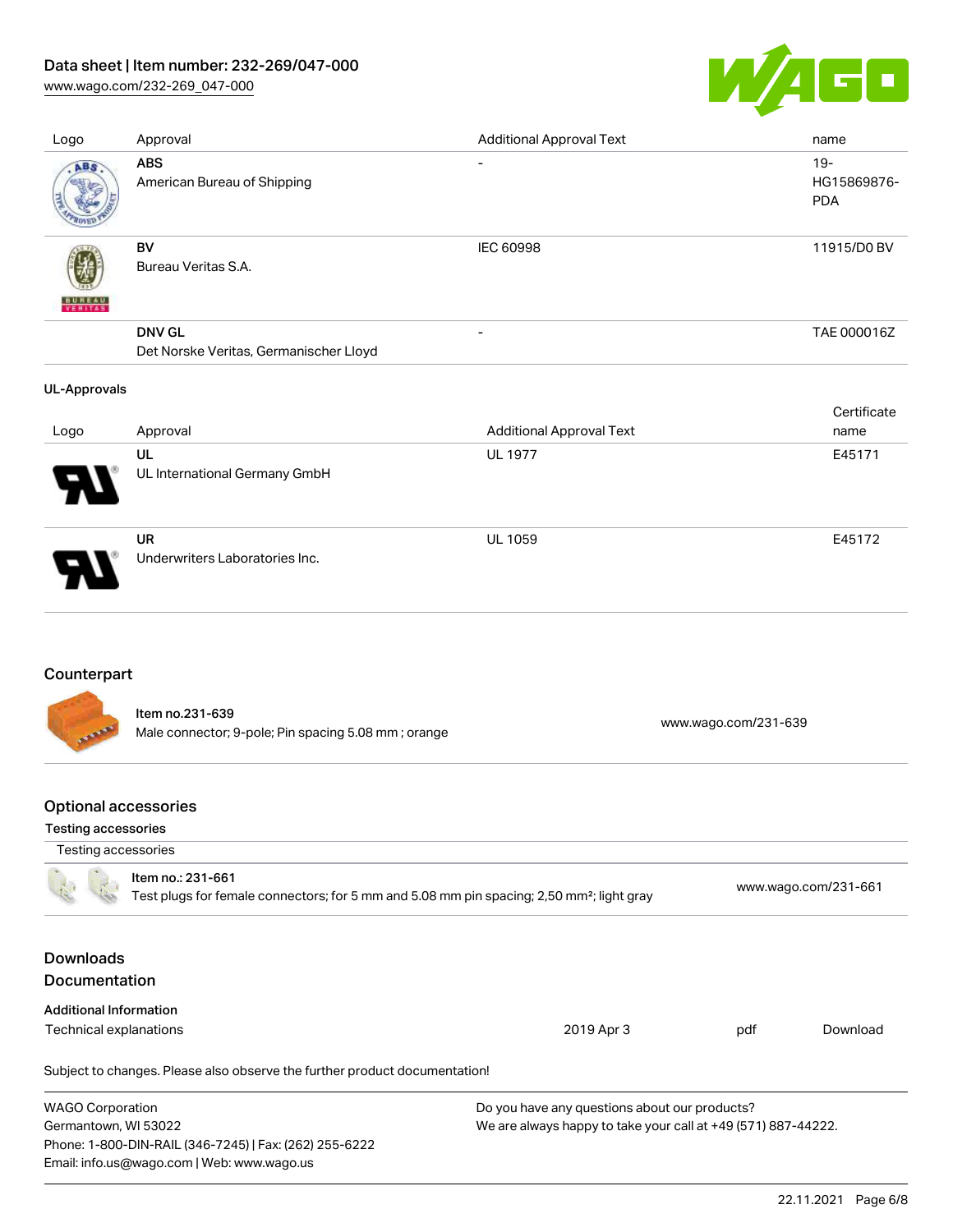| Logo | Approval | Additional Approval Text | name |
| --- | --- | --- | --- |
| | **ABS**<br>American Bureau of Shipping | - | 19-HG15869876-PDA |
| | **BV**<br>Bureau Veritas S.A. | IEC 60998 | 11915/D0 BV |
| | **DNV GL**<br>Det Norske Veritas, Germanischer Lloyd | - | TAE 000016Z |

**UL-Approvals**

| Logo | Approval | Additional Approval Text | Certificate name |
| --- | --- | --- | --- |
| | **UL**<br>UL International Germany GmbH | UL 1977 | E45171 |
| | **UR**<br>Underwriters Laboratories Inc. | UL 1059 | E45172 |

## Counterpart

| Item no.231-639<br>Male connector; 9-pole; Pin spacing 5.08 mm ; orange | www.wago.com/231-639 |
| --- | --- |

## Optional accessories

**Testing accessories**

| Testing accessories | |
| --- | --- |
| Item no.: 231-661<br>Test plugs for female connectors; for 5 mm and 5.08 mm pin spacing; 2,50 mm²; light gray | www.wago.com/231-661 |

## Downloads

## Documentation

**Additional Information**

| Technical explanations | 2019 Apr 3 | pdf | Download |
| --- | --- | --- | --- |

Subject to changes. Please also observe the further product documentation!

WAGO Corporation
Germantown, WI 53022
Phone: 1-800-DIN-RAIL (346-7245) | Fax: (262) 255-6222
Email: info.us@wago.com | Web: www.wago.us

Do you have any questions about our products?
We are always happy to take your call at +49 (571) 887-44222.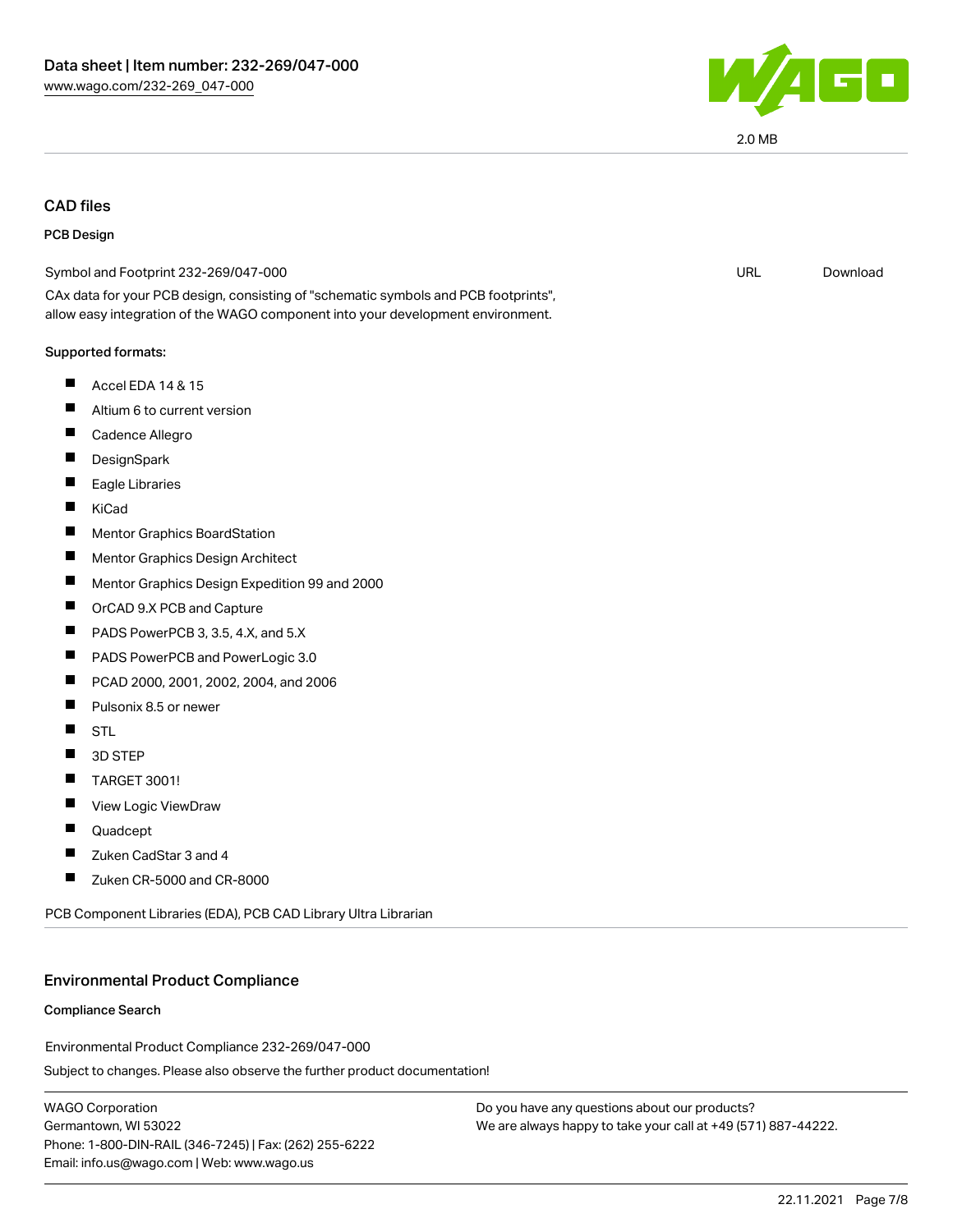2.0 MB

## CAD files

### PCB Design

Symbol and Footprint 232-269/047-000 | URL | Download

CAx data for your PCB design, consisting of "schematic symbols and PCB footprints", allow easy integration of the WAGO component into your development environment.

**Supported formats:**

- Accel EDA 14 & 15
- Altium 6 to current version
- Cadence Allegro
- DesignSpark
- Eagle Libraries
- KiCad
- Mentor Graphics BoardStation
- Mentor Graphics Design Architect
- Mentor Graphics Design Expedition 99 and 2000
- OrCAD 9.X PCB and Capture
- PADS PowerPCB 3, 3.5, 4.X, and 5.X
- PADS PowerPCB and PowerLogic 3.0
- PCAD 2000, 2001, 2002, 2004, and 2006
- Pulsonix 8.5 or newer
- STL
- 3D STEP
- TARGET 3001!
- View Logic ViewDraw
- Quadcept
- Zuken CadStar 3 and 4
- Zuken CR-5000 and CR-8000

PCB Component Libraries (EDA), PCB CAD Library Ultra Librarian

## Environmental Product Compliance

### Compliance Search

Environmental Product Compliance 232-269/047-000

Subject to changes. Please also observe the further product documentation!

WAGO Corporation
Germantown, WI 53022
Phone: 1-800-DIN-RAIL (346-7245) | Fax: (262) 255-6222
Email: info.us@wago.com | Web: www.wago.us

Do you have any questions about our products?
We are always happy to take your call at +49 (571) 887-44222.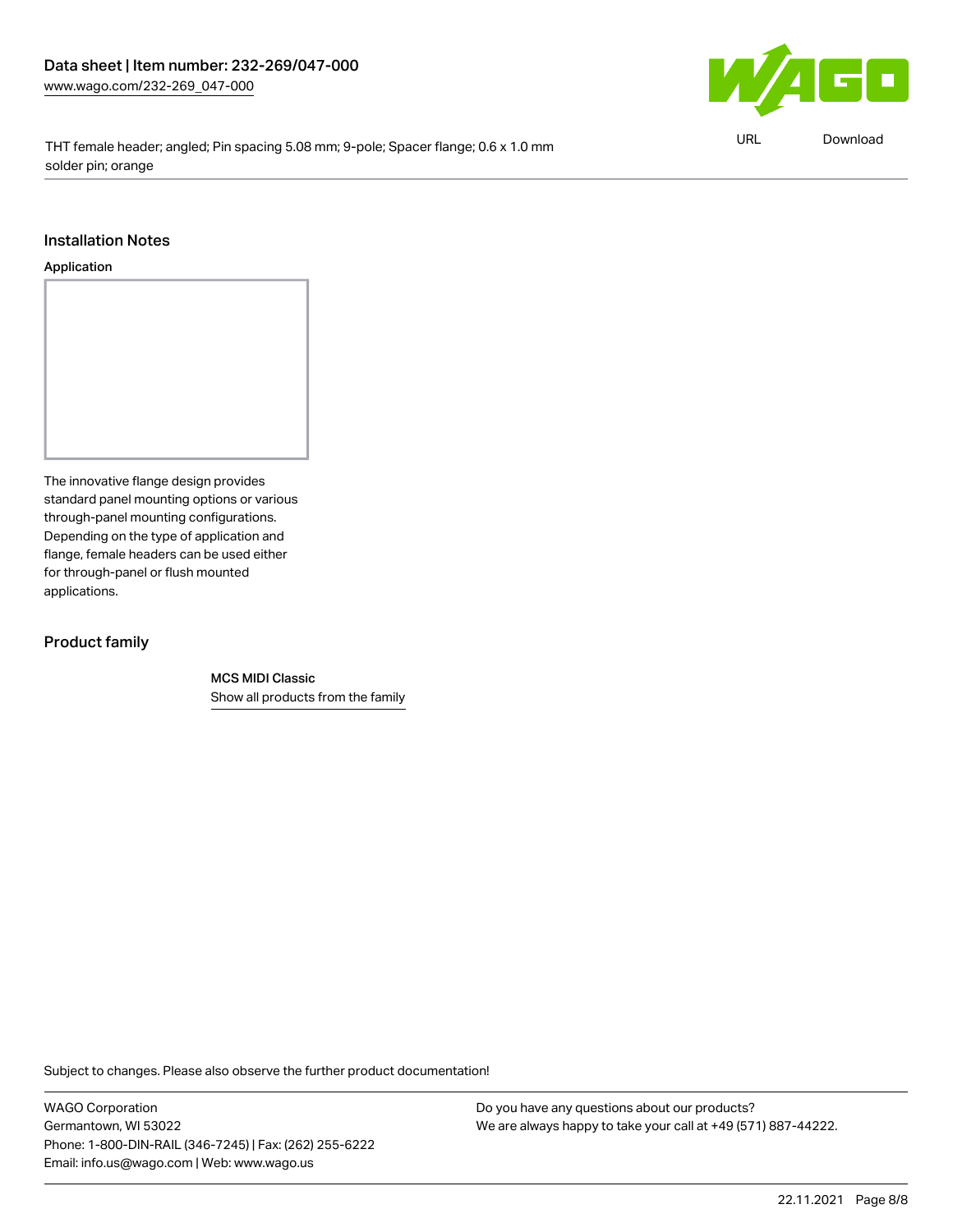## Installation Notes

### Application

The innovative flange design provides standard panel mounting options or various through-panel mounting configurations. Depending on the type of application and flange, female headers can be used either for through-panel or flush mounted applications.

## Product family

MCS MIDI Classic
Show all products from the family

Subject to changes. Please also observe the further product documentation!

WAGO Corporation
Germantown, WI 53022
Phone: 1-800-DIN-RAIL (346-7245) | Fax: (262) 255-6222
Email: info.us@wago.com | Web: www.wago.us

Do you have any questions about our products?
We are always happy to take your call at +49 (571) 887-44222.